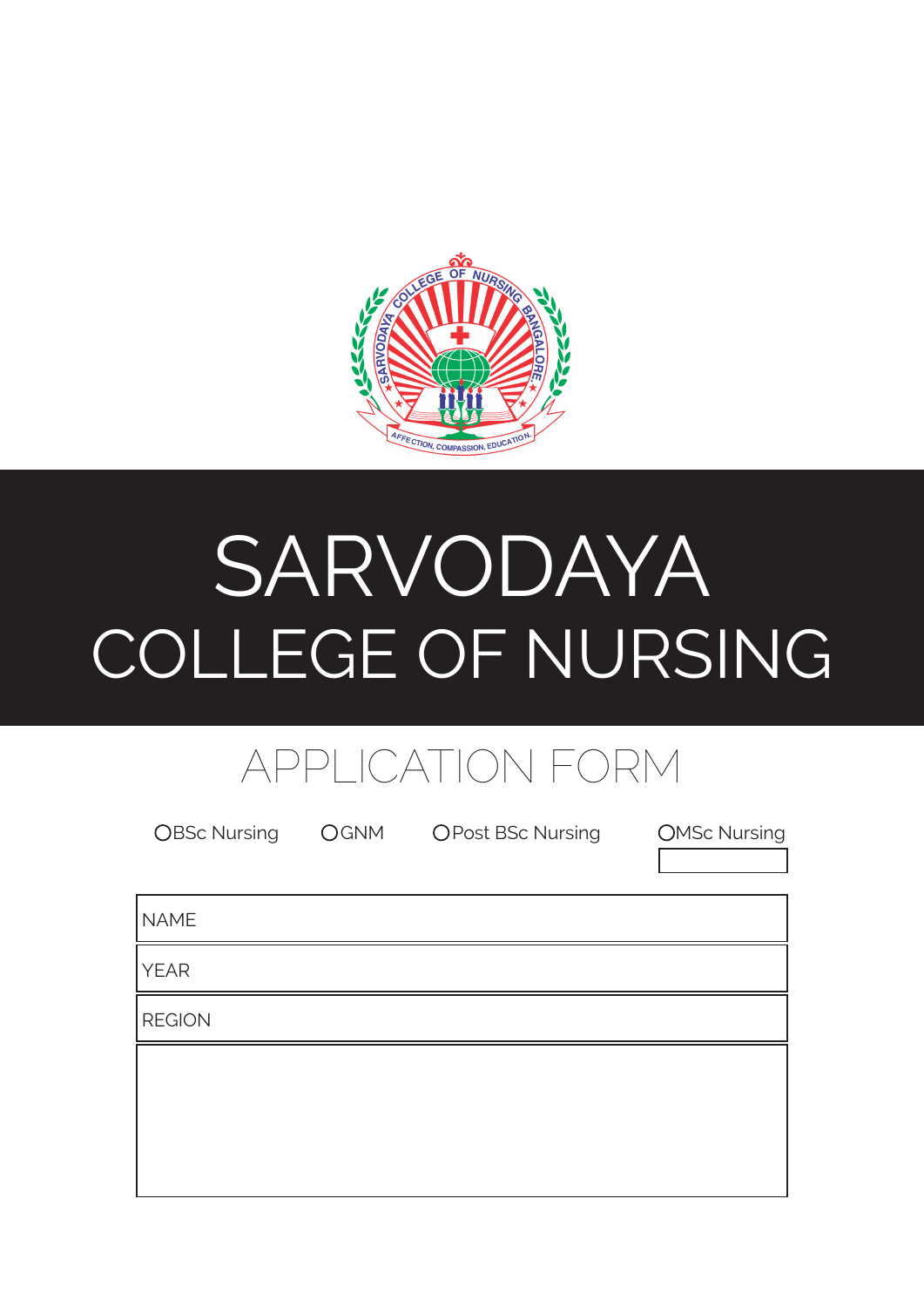# SARVODAYA COLLEGE OF NURSING

## APPLICATION FORM

- ○ BSc Nursing
- ○ GNM
- ○ Post BSc Nursing
- ○ MSc Nursing

| NAME |
| --- |
| YEAR |
| REGION |
| |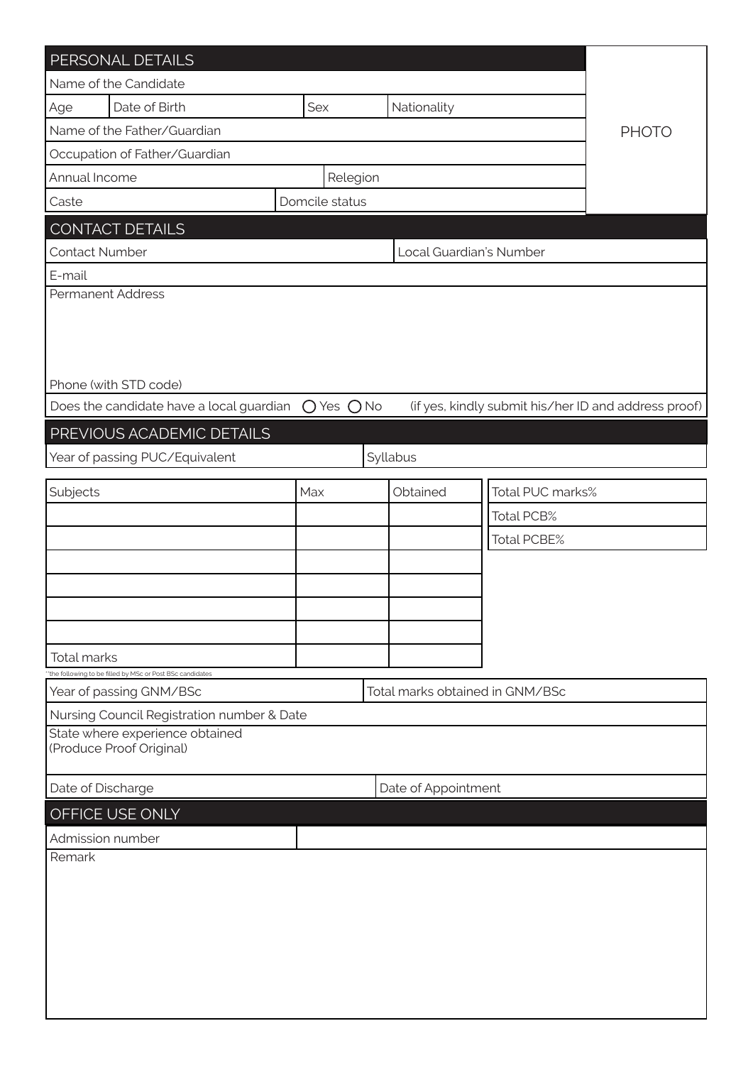## PERSONAL DETAILS

| Name of the Candidate | | | | PHOTO |
|---|---|---|---|---|
| Age | Date of Birth | Sex | Nationality | |
| Name of the Father/Guardian | | | | |
| Occupation of Father/Guardian | | | | |
| Annual Income | | Relegion | | |
| Caste | | Domcile status | | |

## CONTACT DETAILS

| Contact Number | Local Guardian's Number |
|---|---|
| E-mail | |
| Permanent Address | |
| Phone (with STD code) | |

Does the candidate have a local guardian ○ Yes ○ No (if yes, kindly submit his/her ID and address proof)

## PREVIOUS ACADEMIC DETAILS

| Year of passing PUC/Equivalent | Syllabus |
|---|---|

| Subjects | Max | Obtained | |
|---|---|---|---|
| | | | Total PUC marks% |
| | | | Total PCB% |
| | | | Total PCBE% |
| | | | |
| | | | |
| | | | |
| | | | |
| Total marks | | | |

**the following to be filled by MSc or Post BSc candidates

| Year of passing GNM/BSc | Total marks obtained in GNM/BSc |
|---|---|
| Nursing Council Registration number & Date | |
| State where experience obtained (Produce Proof Original) | |
| Date of Discharge | Date of Appointment |

## OFFICE USE ONLY

| Admission number | |
|---|---|
| Remark | |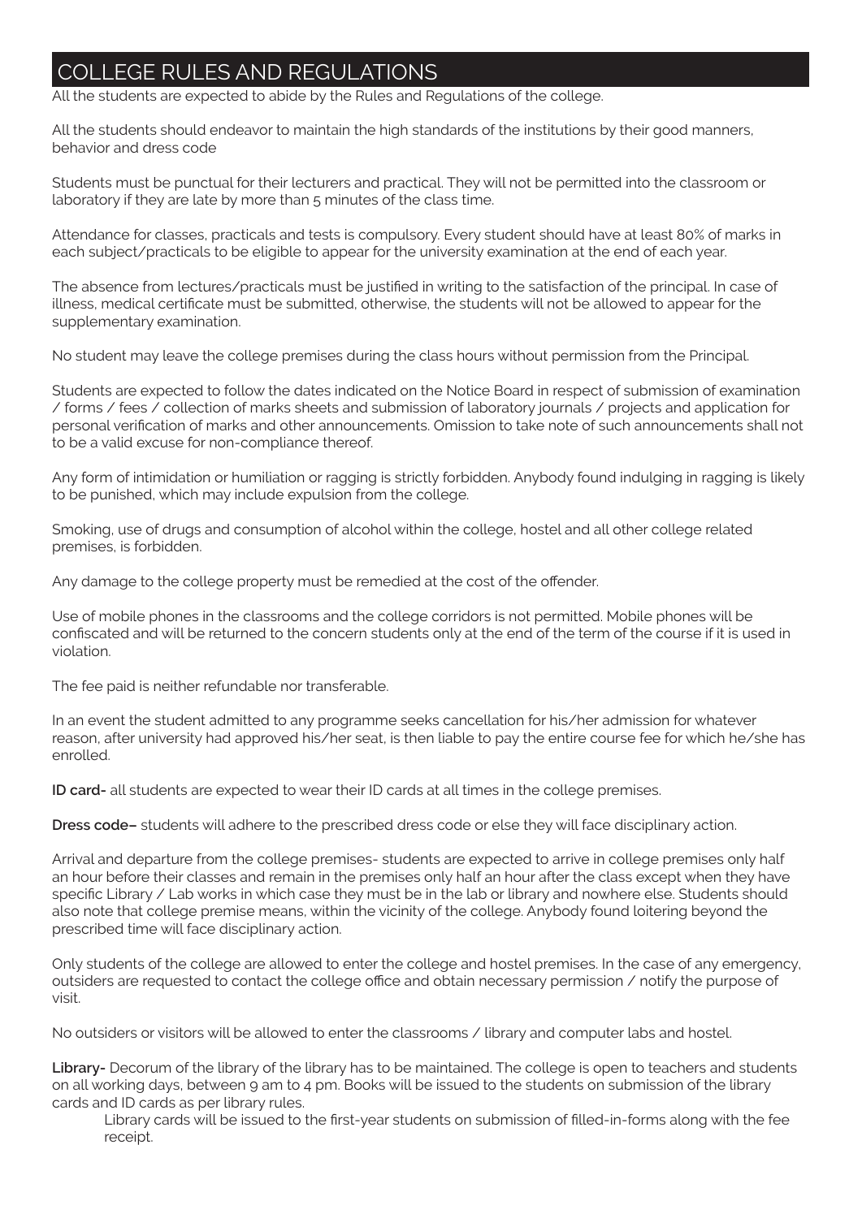# COLLEGE RULES AND REGULATIONS

All the students are expected to abide by the Rules and Regulations of the college.

All the students should endeavor to maintain the high standards of the institutions by their good manners, behavior and dress code

Students must be punctual for their lecturers and practical. They will not be permitted into the classroom or laboratory if they are late by more than 5 minutes of the class time.

Attendance for classes, practicals and tests is compulsory. Every student should have at least 80% of marks in each subject/practicals to be eligible to appear for the university examination at the end of each year.

The absence from lectures/practicals must be justified in writing to the satisfaction of the principal. In case of illness, medical certificate must be submitted, otherwise, the students will not be allowed to appear for the supplementary examination.

No student may leave the college premises during the class hours without permission from the Principal.

Students are expected to follow the dates indicated on the Notice Board in respect of submission of examination / forms / fees / collection of marks sheets and submission of laboratory journals / projects and application for personal verification of marks and other announcements. Omission to take note of such announcements shall not to be a valid excuse for non-compliance thereof.

Any form of intimidation or humiliation or ragging is strictly forbidden. Anybody found indulging in ragging is likely to be punished, which may include expulsion from the college.

Smoking, use of drugs and consumption of alcohol within the college, hostel and all other college related premises, is forbidden.

Any damage to the college property must be remedied at the cost of the offender.

Use of mobile phones in the classrooms and the college corridors is not permitted. Mobile phones will be confiscated and will be returned to the concern students only at the end of the term of the course if it is used in violation.

The fee paid is neither refundable nor transferable.

In an event the student admitted to any programme seeks cancellation for his/her admission for whatever reason, after university had approved his/her seat, is then liable to pay the entire course fee for which he/she has enrolled.

**ID card-** all students are expected to wear their ID cards at all times in the college premises.

**Dress code–** students will adhere to the prescribed dress code or else they will face disciplinary action.

Arrival and departure from the college premises- students are expected to arrive in college premises only half an hour before their classes and remain in the premises only half an hour after the class except when they have specific Library / Lab works in which case they must be in the lab or library and nowhere else. Students should also note that college premise means, within the vicinity of the college. Anybody found loitering beyond the prescribed time will face disciplinary action.

Only students of the college are allowed to enter the college and hostel premises. In the case of any emergency, outsiders are requested to contact the college office and obtain necessary permission / notify the purpose of visit.

No outsiders or visitors will be allowed to enter the classrooms / library and computer labs and hostel.

**Library-** Decorum of the library of the library has to be maintained. The college is open to teachers and students on all working days, between 9 am to 4 pm. Books will be issued to the students on submission of the library cards and ID cards as per library rules.

Library cards will be issued to the first-year students on submission of filled-in-forms along with the fee receipt.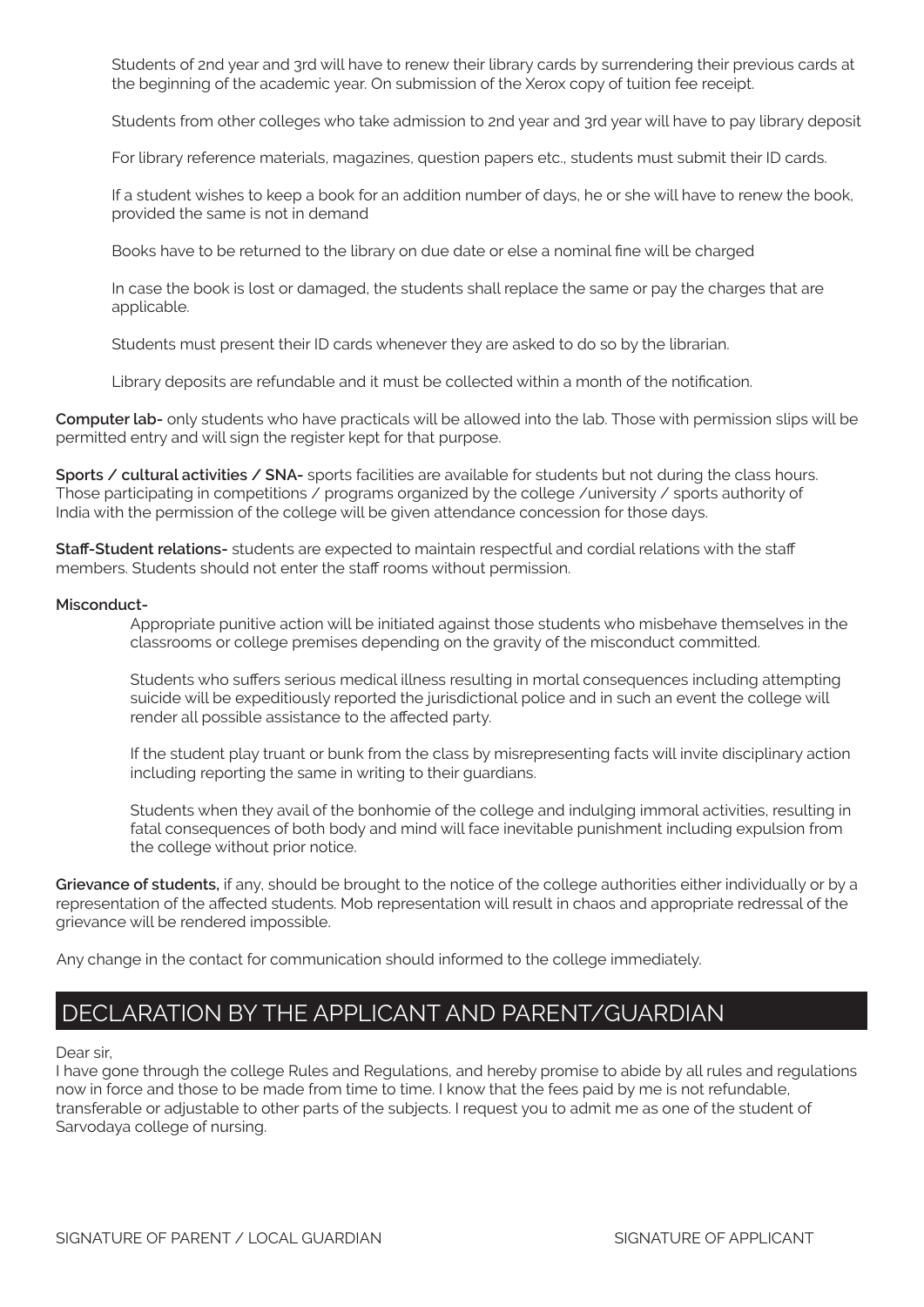Students of 2nd year and 3rd will have to renew their library cards by surrendering their previous cards at the beginning of the academic year. On submission of the Xerox copy of tuition fee receipt.

Students from other colleges who take admission to 2nd year and 3rd year will have to pay library deposit

For library reference materials, magazines, question papers etc., students must submit their ID cards.

If a student wishes to keep a book for an addition number of days, he or she will have to renew the book, provided the same is not in demand

Books have to be returned to the library on due date or else a nominal fine will be charged

In case the book is lost or damaged, the students shall replace the same or pay the charges that are applicable.

Students must present their ID cards whenever they are asked to do so by the librarian.

Library deposits are refundable and it must be collected within a month of the notification.

**Computer lab-** only students who have practicals will be allowed into the lab. Those with permission slips will be permitted entry and will sign the register kept for that purpose.

**Sports / cultural activities / SNA-** sports facilities are available for students but not during the class hours. Those participating in competitions / programs organized by the college /university / sports authority of India with the permission of the college will be given attendance concession for those days.

**Staff-Student relations-** students are expected to maintain respectful and cordial relations with the staff members. Students should not enter the staff rooms without permission.

**Misconduct-**

Appropriate punitive action will be initiated against those students who misbehave themselves in the classrooms or college premises depending on the gravity of the misconduct committed.

Students who suffers serious medical illness resulting in mortal consequences including attempting suicide will be expeditiously reported the jurisdictional police and in such an event the college will render all possible assistance to the affected party.

If the student play truant or bunk from the class by misrepresenting facts will invite disciplinary action including reporting the same in writing to their guardians.

Students when they avail of the bonhomie of the college and indulging immoral activities, resulting in fatal consequences of both body and mind will face inevitable punishment including expulsion from the college without prior notice.

**Grievance of students,** if any, should be brought to the notice of the college authorities either individually or by a representation of the affected students. Mob representation will result in chaos and appropriate redressal of the grievance will be rendered impossible.

Any change in the contact for communication should informed to the college immediately.

## DECLARATION BY THE APPLICANT AND PARENT/GUARDIAN

Dear sir,
I have gone through the college Rules and Regulations, and hereby promise to abide by all rules and regulations now in force and those to be made from time to time. I know that the fees paid by me is not refundable, transferable or adjustable to other parts of the subjects. I request you to admit me as one of the student of Sarvodaya college of nursing.

SIGNATURE OF PARENT / LOCAL GUARDIAN

SIGNATURE OF APPLICANT